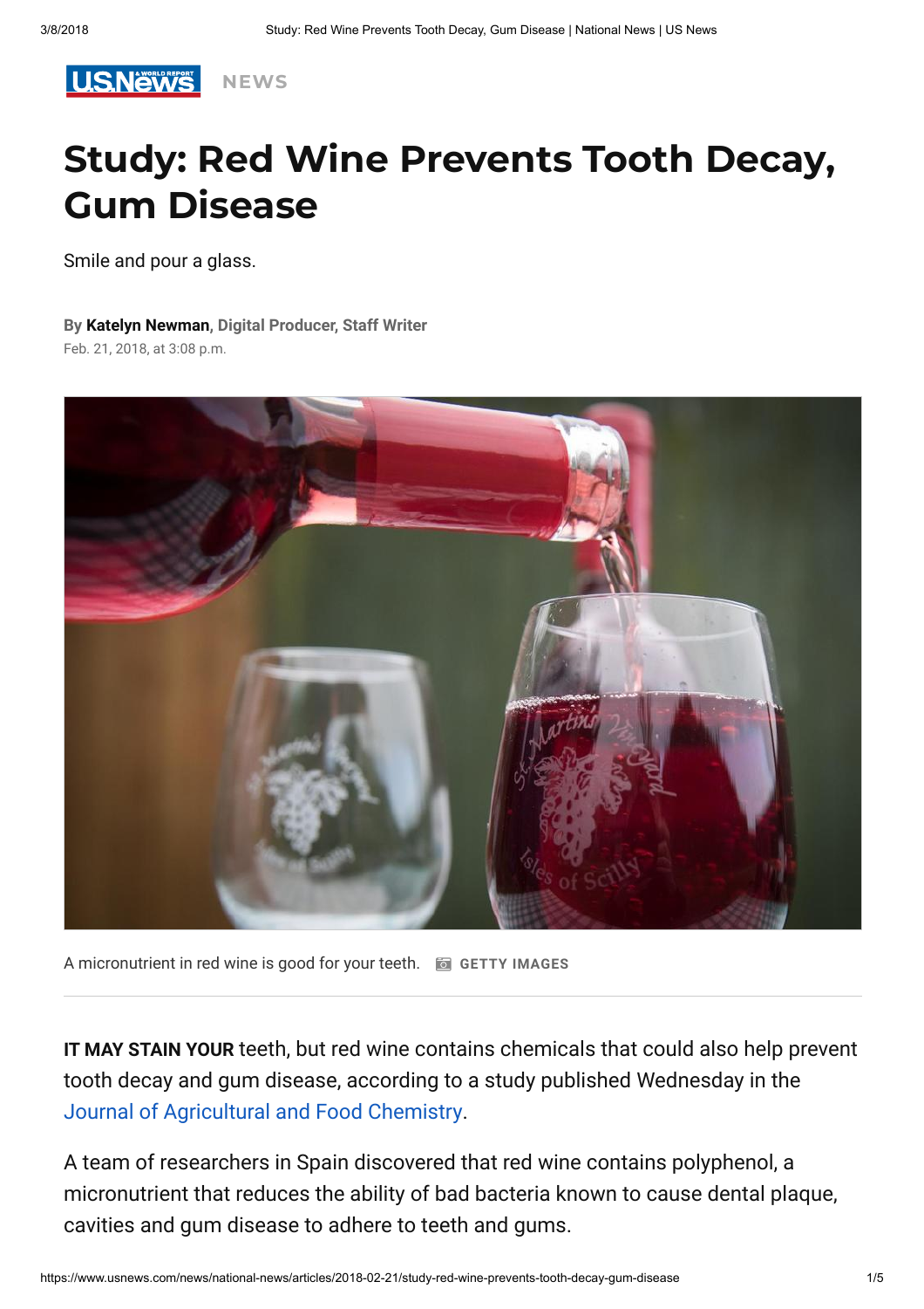U.S.News NEWS

# Study: Red Wine Prevents Tooth Decay, Gum Disease

Smile and pour a glass.

**By Katelyn Newman, Digital Producer, Staff Writer**
Feb. 21, 2018, at 3:08 p.m.

A micronutrient in red wine is good for your teeth. GETTY IMAGES

**IT MAY STAIN YOUR** teeth, but red wine contains chemicals that could also help prevent tooth decay and gum disease, according to a study published Wednesday in the Journal of Agricultural and Food Chemistry.

A team of researchers in Spain discovered that red wine contains polyphenol, a micronutrient that reduces the ability of bad bacteria known to cause dental plaque, cavities and gum disease to adhere to teeth and gums.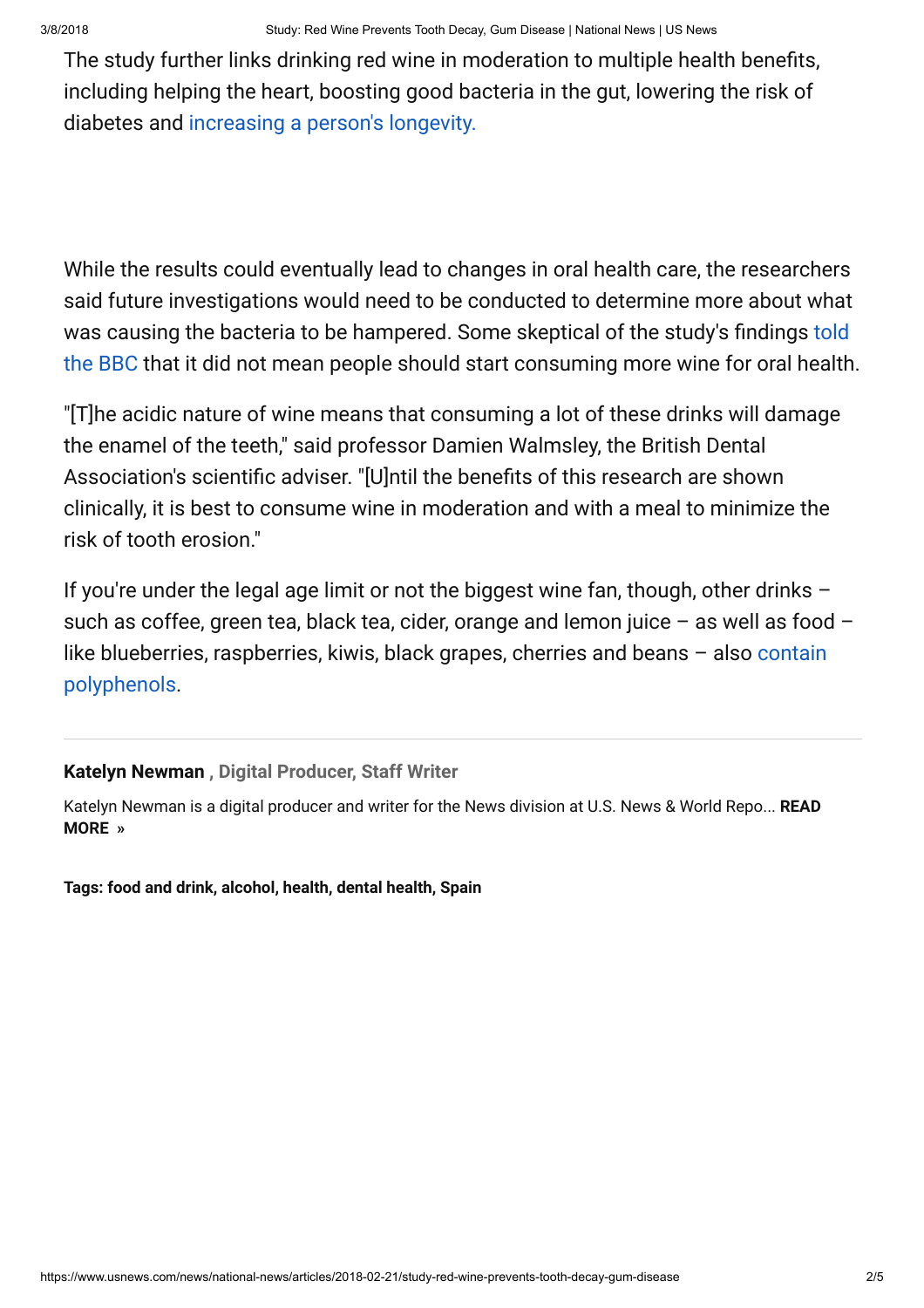The study further links drinking red wine in moderation to multiple health benefits, including helping the heart, boosting good bacteria in the gut, lowering the risk of diabetes and increasing a person's longevity.

While the results could eventually lead to changes in oral health care, the researchers said future investigations would need to be conducted to determine more about what was causing the bacteria to be hampered. Some skeptical of the study's findings told the BBC that it did not mean people should start consuming more wine for oral health.

"[T]he acidic nature of wine means that consuming a lot of these drinks will damage the enamel of the teeth," said professor Damien Walmsley, the British Dental Association's scientific adviser. "[U]ntil the benefits of this research are shown clinically, it is best to consume wine in moderation and with a meal to minimize the risk of tooth erosion."

If you're under the legal age limit or not the biggest wine fan, though, other drinks – such as coffee, green tea, black tea, cider, orange and lemon juice – as well as food – like blueberries, raspberries, kiwis, black grapes, cherries and beans – also contain polyphenols.

---

**Katelyn Newman** , **Digital Producer, Staff Writer**

Katelyn Newman is a digital producer and writer for the News division at U.S. News & World Repo... **READ MORE »**

**Tags: food and drink, alcohol, health, dental health, Spain**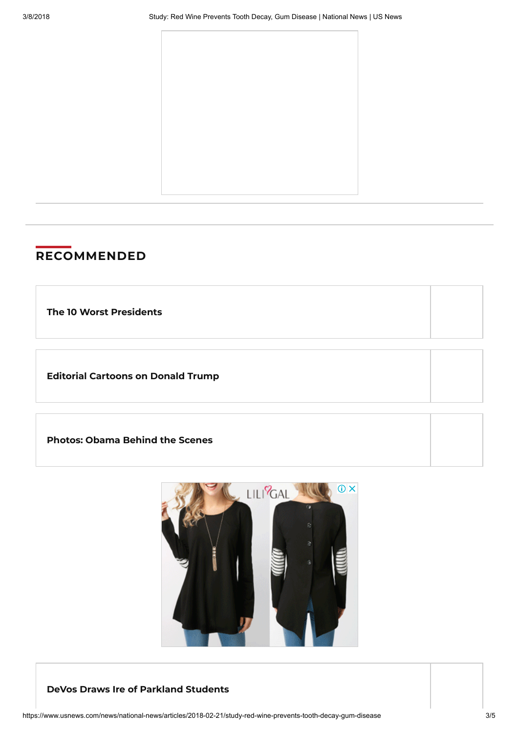## RECOMMENDED

**The 10 Worst Presidents**

**Editorial Cartoons on Donald Trump**

**Photos: Obama Behind the Scenes**

**DeVos Draws Ire of Parkland Students**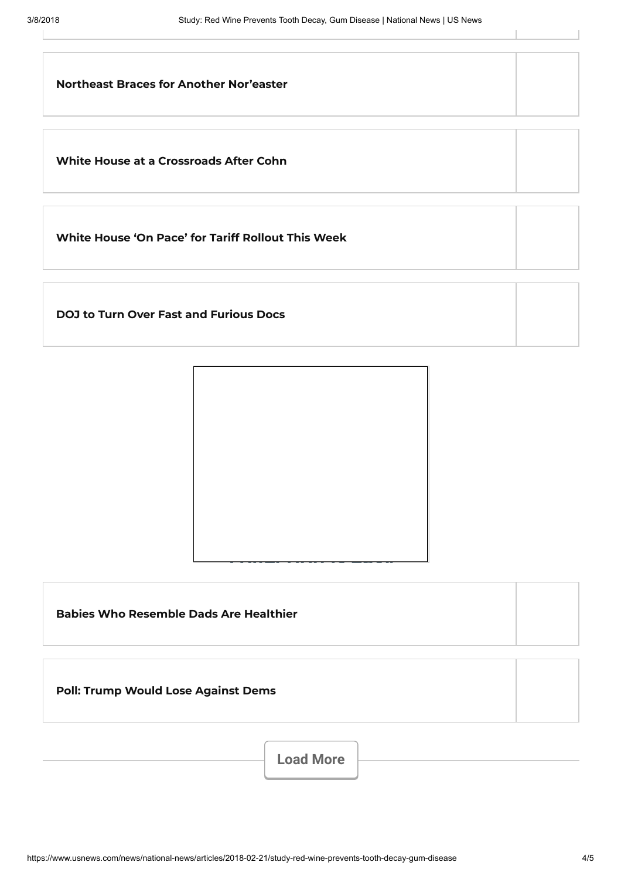**Northeast Braces for Another Nor'easter**

**White House at a Crossroads After Cohn**

**White House 'On Pace' for Tariff Rollout This Week**

**DOJ to Turn Over Fast and Furious Docs**

**Babies Who Resemble Dads Are Healthier**

**Poll: Trump Would Lose Against Dems**

Load More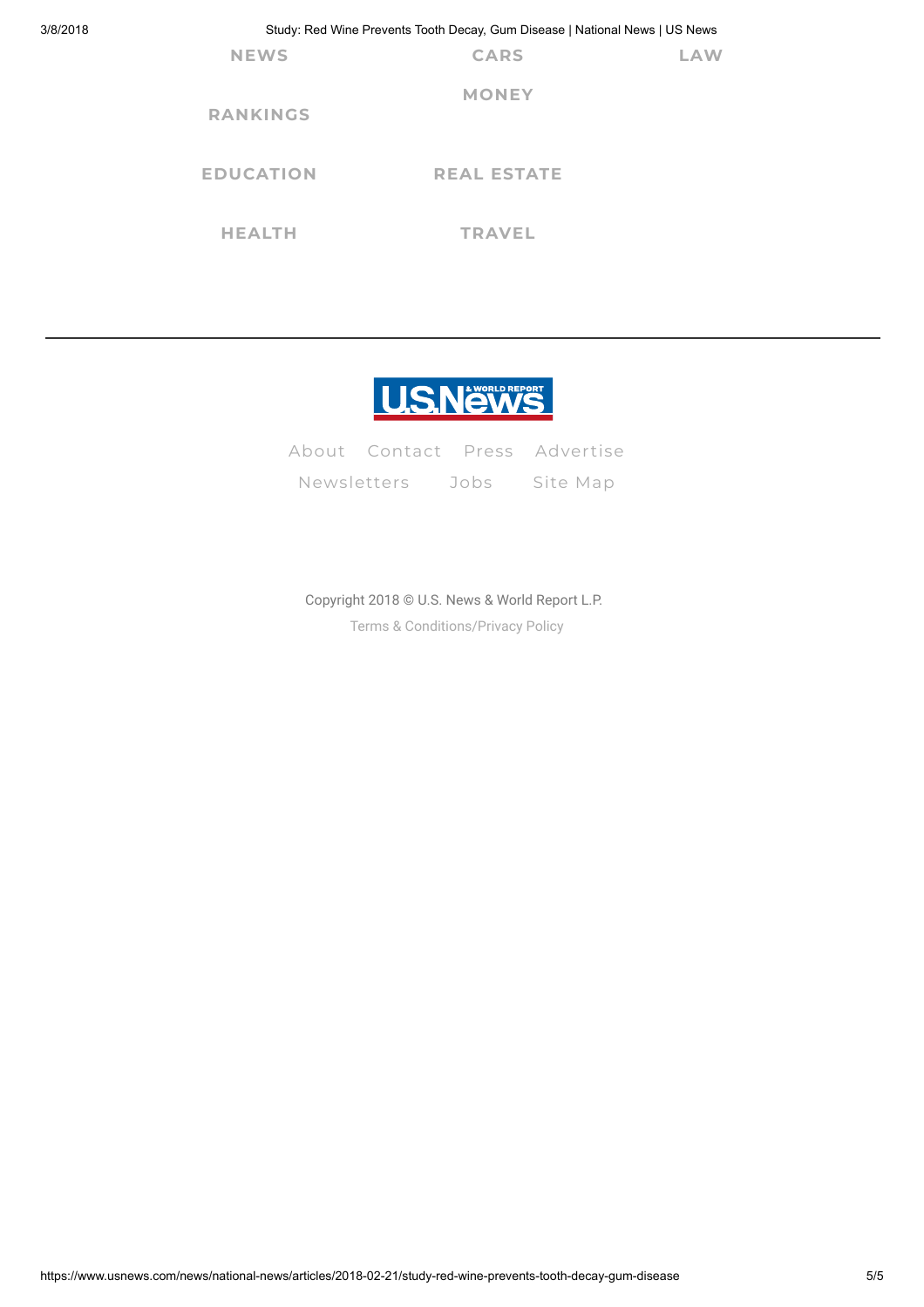NEWS CARS LAW

MONEY

RANKINGS

EDUCATION REAL ESTATE

HEALTH TRAVEL

---

U.S.News & WORLD REPORT

About Contact Press Advertise

Newsletters Jobs Site Map

Copyright 2018 © U.S. News & World Report L.P.

Terms & Conditions/Privacy Policy